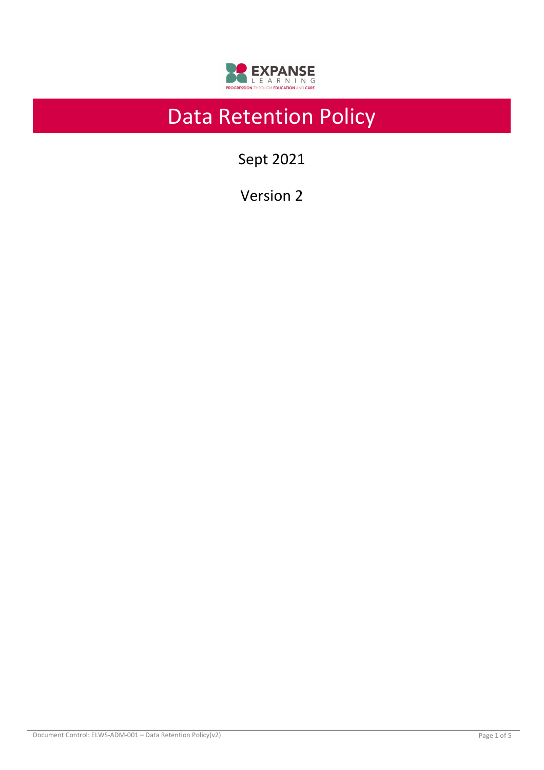EXPANSE LEARNING

PROGRESSION THROUGH EDUCATION AND CARE

# Data Retention Policy

Sept 2021

Version 2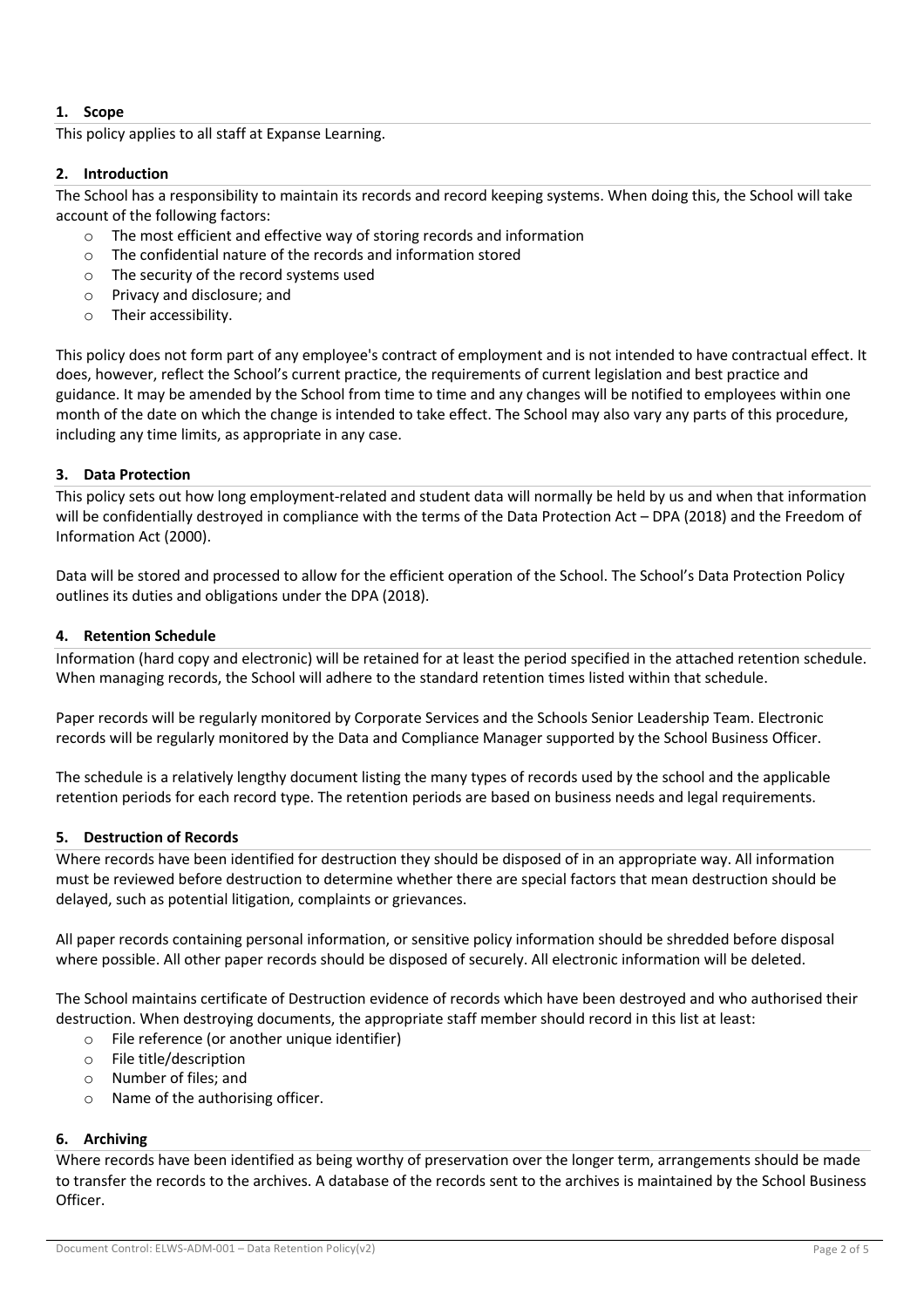## 1. Scope

This policy applies to all staff at Expanse Learning.

## 2. Introduction

The School has a responsibility to maintain its records and record keeping systems. When doing this, the School will take account of the following factors:

- The most efficient and effective way of storing records and information
- The confidential nature of the records and information stored
- The security of the record systems used
- Privacy and disclosure; and
- Their accessibility.

This policy does not form part of any employee's contract of employment and is not intended to have contractual effect. It does, however, reflect the School's current practice, the requirements of current legislation and best practice and guidance. It may be amended by the School from time to time and any changes will be notified to employees within one month of the date on which the change is intended to take effect. The School may also vary any parts of this procedure, including any time limits, as appropriate in any case.

## 3. Data Protection

This policy sets out how long employment-related and student data will normally be held by us and when that information will be confidentially destroyed in compliance with the terms of the Data Protection Act – DPA (2018) and the Freedom of Information Act (2000).

Data will be stored and processed to allow for the efficient operation of the School. The School's Data Protection Policy outlines its duties and obligations under the DPA (2018).

## 4. Retention Schedule

Information (hard copy and electronic) will be retained for at least the period specified in the attached retention schedule. When managing records, the School will adhere to the standard retention times listed within that schedule.

Paper records will be regularly monitored by Corporate Services and the Schools Senior Leadership Team. Electronic records will be regularly monitored by the Data and Compliance Manager supported by the School Business Officer.

The schedule is a relatively lengthy document listing the many types of records used by the school and the applicable retention periods for each record type. The retention periods are based on business needs and legal requirements.

## 5. Destruction of Records

Where records have been identified for destruction they should be disposed of in an appropriate way. All information must be reviewed before destruction to determine whether there are special factors that mean destruction should be delayed, such as potential litigation, complaints or grievances.

All paper records containing personal information, or sensitive policy information should be shredded before disposal where possible. All other paper records should be disposed of securely. All electronic information will be deleted.

The School maintains certificate of Destruction evidence of records which have been destroyed and who authorised their destruction. When destroying documents, the appropriate staff member should record in this list at least:

- File reference (or another unique identifier)
- File title/description
- Number of files; and
- Name of the authorising officer.

## 6. Archiving

Where records have been identified as being worthy of preservation over the longer term, arrangements should be made to transfer the records to the archives. A database of the records sent to the archives is maintained by the School Business Officer.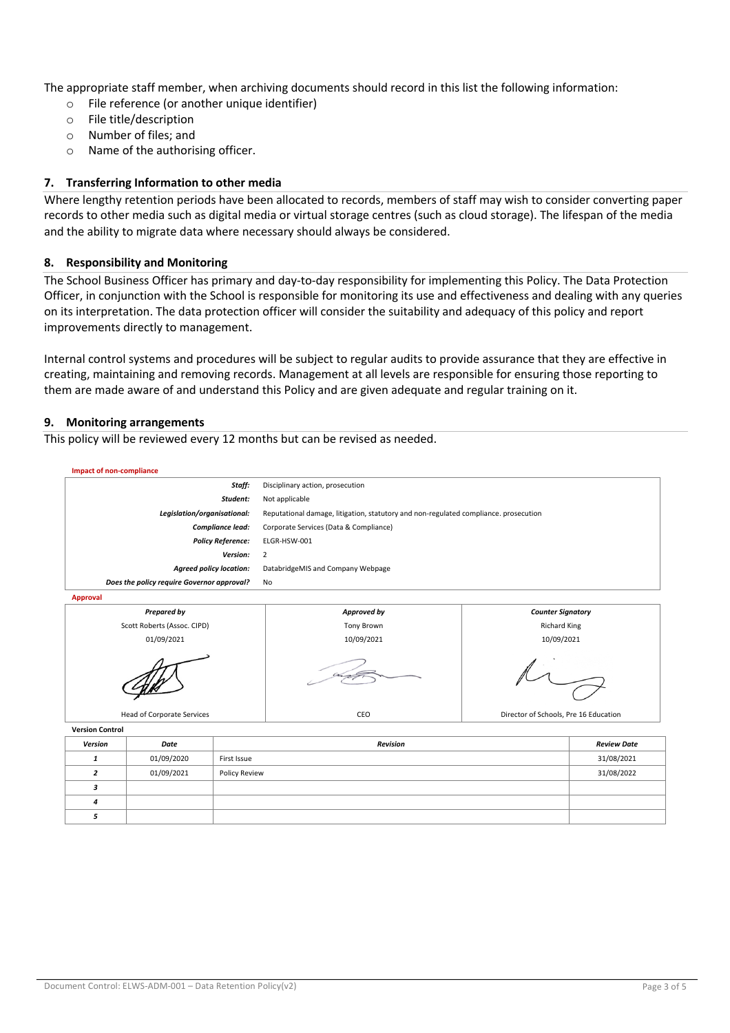The appropriate staff member, when archiving documents should record in this list the following information:

- File reference (or another unique identifier)
- File title/description
- Number of files; and
- Name of the authorising officer.

## 7. Transferring Information to other media

Where lengthy retention periods have been allocated to records, members of staff may wish to consider converting paper records to other media such as digital media or virtual storage centres (such as cloud storage). The lifespan of the media and the ability to migrate data where necessary should always be considered.

## 8. Responsibility and Monitoring

The School Business Officer has primary and day-to-day responsibility for implementing this Policy. The Data Protection Officer, in conjunction with the School is responsible for monitoring its use and effectiveness and dealing with any queries on its interpretation. The data protection officer will consider the suitability and adequacy of this policy and report improvements directly to management.

Internal control systems and procedures will be subject to regular audits to provide assurance that they are effective in creating, maintaining and removing records. Management at all levels are responsible for ensuring those reporting to them are made aware of and understand this Policy and are given adequate and regular training on it.

## 9. Monitoring arrangements

This policy will be reviewed every 12 months but can be revised as needed.

**Impact of non-compliance**

| | |
|---|---|
| ***Staff:*** | Disciplinary action, prosecution |
| ***Student:*** | Not applicable |
| ***Legislation/organisational:*** | Reputational damage, litigation, statutory and non-regulated compliance. prosecution |
| ***Compliance lead:*** | Corporate Services (Data & Compliance) |
| ***Policy Reference:*** | ELGR-HSW-001 |
| ***Version:*** | 2 |
| ***Agreed policy location:*** | DatabridgeMIS and Company Webpage |
| ***Does the policy require Governor approval?*** | No |

**Approval**

| ***Prepared by*** | ***Approved by*** | ***Counter Signatory*** |
|---|---|---|
| Scott Roberts (Assoc. CIPD) | Tony Brown | Richard King |
| 01/09/2021 | 10/09/2021 | 10/09/2021 |
| Head of Corporate Services | CEO | Director of Schools, Pre 16 Education |

**Version Control**

| *Version* | *Date* | *Revision* | *Review Date* |
|---|---|---|---|
| *1* | 01/09/2020 | First Issue | 31/08/2021 |
| *2* | 01/09/2021 | Policy Review | 31/08/2022 |
| *3* | | | |
| *4* | | | |
| *5* | | | |

Document Control: ELWS-ADM-001 – Data Retention Policy(v2)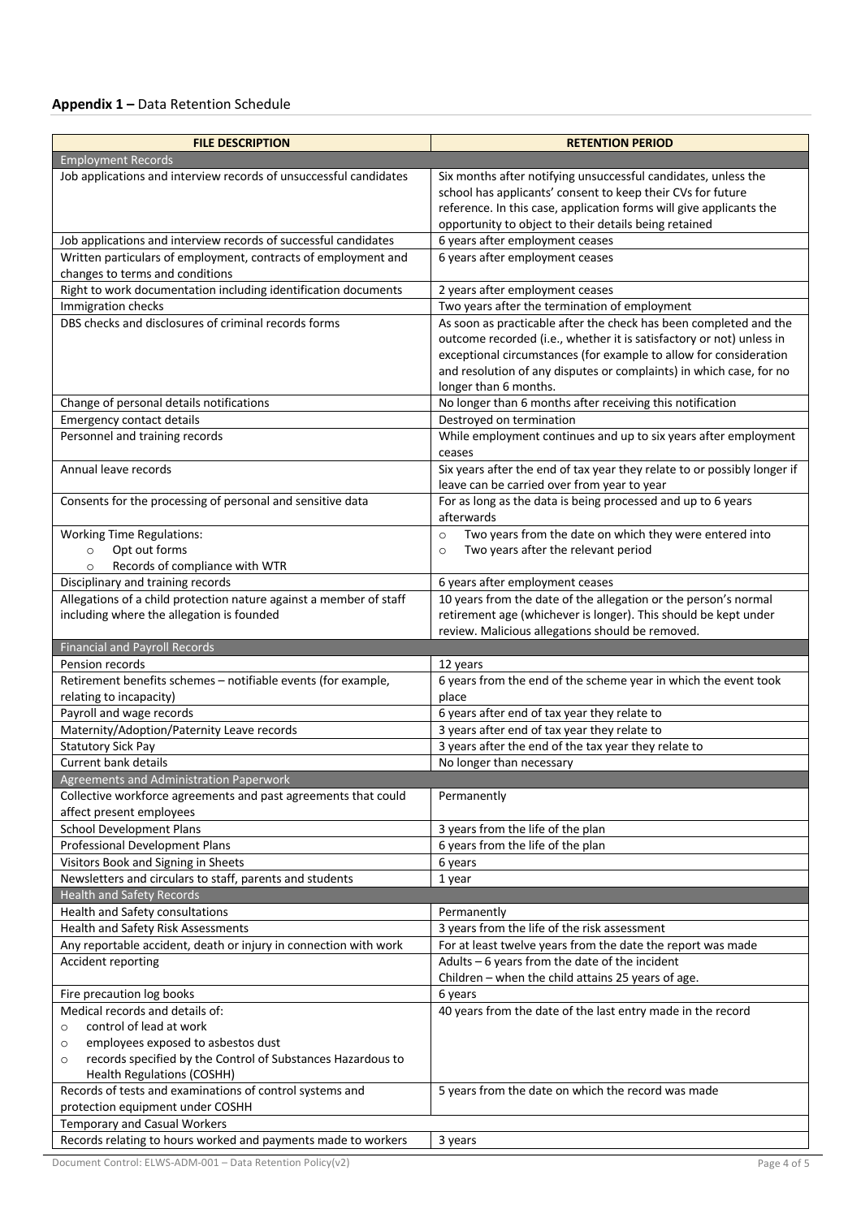**Appendix 1 –** Data Retention Schedule

| FILE DESCRIPTION | RETENTION PERIOD |
|---|---|
| **Employment Records** | |
| Job applications and interview records of unsuccessful candidates | Six months after notifying unsuccessful candidates, unless the school has applicants' consent to keep their CVs for future reference. In this case, application forms will give applicants the opportunity to object to their details being retained |
| Job applications and interview records of successful candidates | 6 years after employment ceases |
| Written particulars of employment, contracts of employment and changes to terms and conditions | 6 years after employment ceases |
| Right to work documentation including identification documents | 2 years after employment ceases |
| Immigration checks | Two years after the termination of employment |
| DBS checks and disclosures of criminal records forms | As soon as practicable after the check has been completed and the outcome recorded (i.e., whether it is satisfactory or not) unless in exceptional circumstances (for example to allow for consideration and resolution of any disputes or complaints) in which case, for no longer than 6 months. |
| Change of personal details notifications | No longer than 6 months after receiving this notification |
| Emergency contact details | Destroyed on termination |
| Personnel and training records | While employment continues and up to six years after employment ceases |
| Annual leave records | Six years after the end of tax year they relate to or possibly longer if leave can be carried over from year to year |
| Consents for the processing of personal and sensitive data | For as long as the data is being processed and up to 6 years afterwards |
| Working Time Regulations:<br>○ Opt out forms<br>○ Records of compliance with WTR | ○ Two years from the date on which they were entered into<br>○ Two years after the relevant period |
| Disciplinary and training records | 6 years after employment ceases |
| Allegations of a child protection nature against a member of staff including where the allegation is founded | 10 years from the date of the allegation or the person's normal retirement age (whichever is longer). This should be kept under review. Malicious allegations should be removed. |
| **Financial and Payroll Records** | |
| Pension records | 12 years |
| Retirement benefits schemes – notifiable events (for example, relating to incapacity) | 6 years from the end of the scheme year in which the event took place |
| Payroll and wage records | 6 years after end of tax year they relate to |
| Maternity/Adoption/Paternity Leave records | 3 years after end of tax year they relate to |
| Statutory Sick Pay | 3 years after the end of the tax year they relate to |
| Current bank details | No longer than necessary |
| **Agreements and Administration Paperwork** | |
| Collective workforce agreements and past agreements that could affect present employees | Permanently |
| School Development Plans | 3 years from the life of the plan |
| Professional Development Plans | 6 years from the life of the plan |
| Visitors Book and Signing in Sheets | 6 years |
| Newsletters and circulars to staff, parents and students | 1 year |
| **Health and Safety Records** | |
| Health and Safety consultations | Permanently |
| Health and Safety Risk Assessments | 3 years from the life of the risk assessment |
| Any reportable accident, death or injury in connection with work | For at least twelve years from the date the report was made |
| Accident reporting | Adults – 6 years from the date of the incident<br>Children – when the child attains 25 years of age. |
| Fire precaution log books | 6 years |
| Medical records and details of:<br>○ control of lead at work<br>○ employees exposed to asbestos dust<br>○ records specified by the Control of Substances Hazardous to Health Regulations (COSHH) | 40 years from the date of the last entry made in the record |
| Records of tests and examinations of control systems and protection equipment under COSHH | 5 years from the date on which the record was made |
| Temporary and Casual Workers | |
| Records relating to hours worked and payments made to workers | 3 years |

Document Control: ELWS-ADM-001 – Data Retention Policy(v2)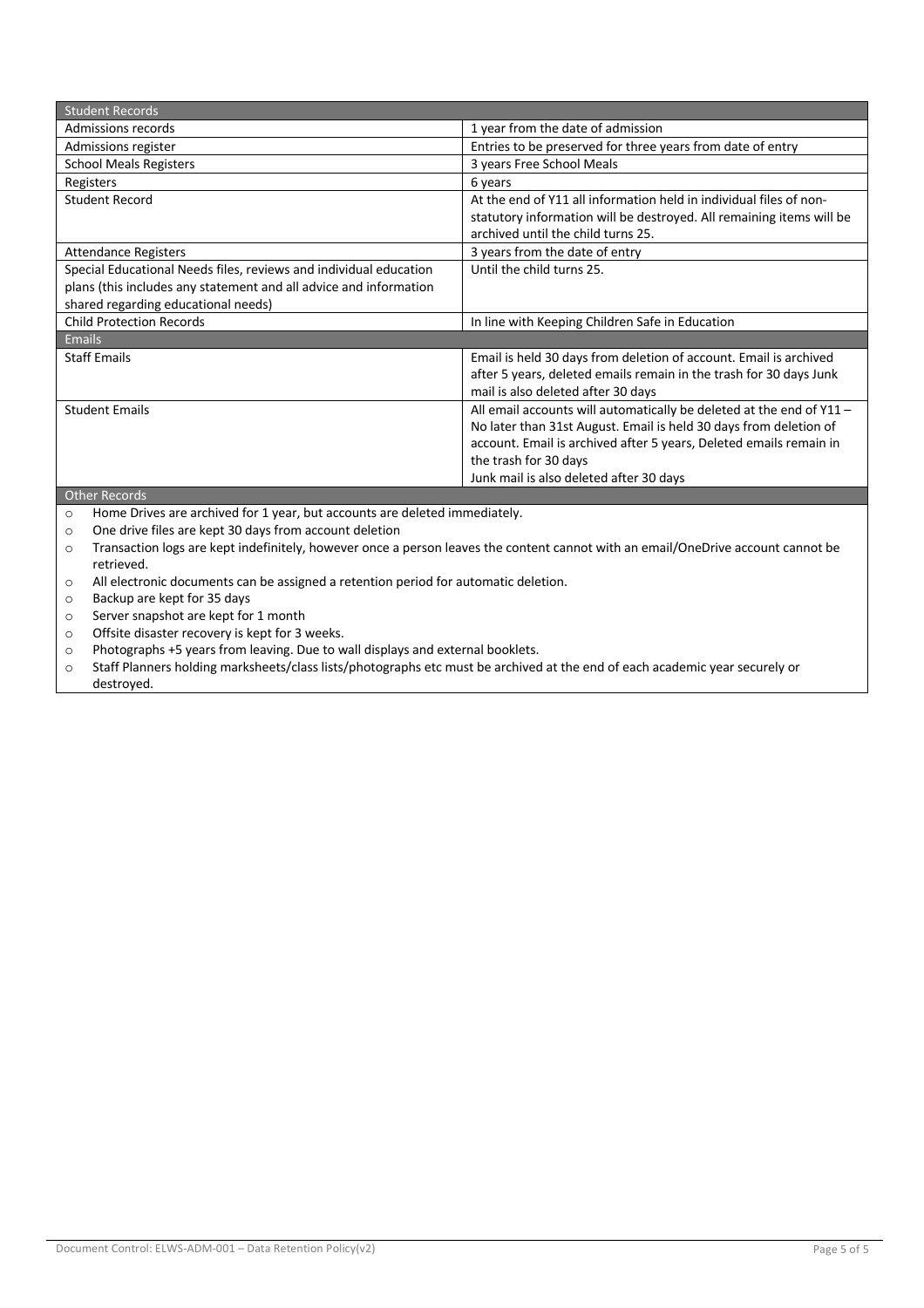| Student Records | |
|---|---|
| Admissions records | 1 year from the date of admission |
| Admissions register | Entries to be preserved for three years from date of entry |
| School Meals Registers | 3 years Free School Meals |
| Registers | 6 years |
| Student Record | At the end of Y11 all information held in individual files of non-statutory information will be destroyed. All remaining items will be archived until the child turns 25. |
| Attendance Registers | 3 years from the date of entry |
| Special Educational Needs files, reviews and individual education plans (this includes any statement and all advice and information shared regarding educational needs) | Until the child turns 25. |
| Child Protection Records | In line with Keeping Children Safe in Education |
| **Emails** | |
| Staff Emails | Email is held 30 days from deletion of account. Email is archived after 5 years, deleted emails remain in the trash for 30 days Junk mail is also deleted after 30 days |
| Student Emails | All email accounts will automatically be deleted at the end of Y11 – No later than 31st August. Email is held 30 days from deletion of account. Email is archived after 5 years, Deleted emails remain in the trash for 30 days<br>Junk mail is also deleted after 30 days |

**Other Records**

- Home Drives are archived for 1 year, but accounts are deleted immediately.
- One drive files are kept 30 days from account deletion
- Transaction logs are kept indefinitely, however once a person leaves the content cannot with an email/OneDrive account cannot be retrieved.
- All electronic documents can be assigned a retention period for automatic deletion.
- Backup are kept for 35 days
- Server snapshot are kept for 1 month
- Offsite disaster recovery is kept for 3 weeks.
- Photographs +5 years from leaving. Due to wall displays and external booklets.
- Staff Planners holding marksheets/class lists/photographs etc must be archived at the end of each academic year securely or destroyed.